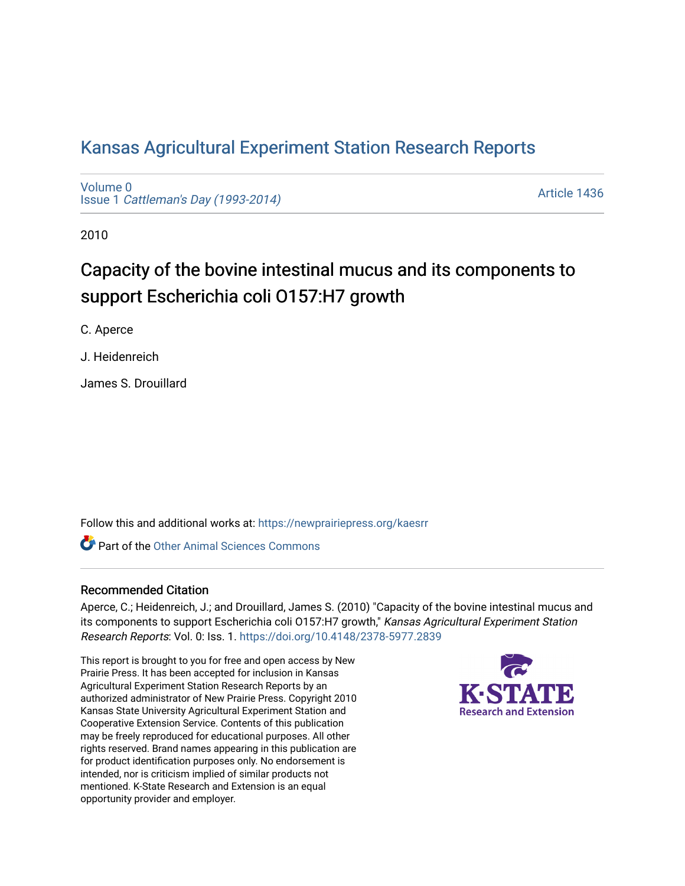# Kansas Agricultural Experiment Station Research Reports

Volume 0
Issue 1 *Cattleman's Day (1993-2014)*

Article 1436

2010

## Capacity of the bovine intestinal mucus and its components to support Escherichia coli O157:H7 growth

C. Aperce

J. Heidenreich

James S. Drouillard

Follow this and additional works at: https://newprairiepress.org/kaesrr

Part of the Other Animal Sciences Commons

### Recommended Citation

Aperce, C.; Heidenreich, J.; and Drouillard, James S. (2010) "Capacity of the bovine intestinal mucus and its components to support Escherichia coli O157:H7 growth," *Kansas Agricultural Experiment Station Research Reports*: Vol. 0: Iss. 1. https://doi.org/10.4148/2378-5977.2839

This report is brought to you for free and open access by New Prairie Press. It has been accepted for inclusion in Kansas Agricultural Experiment Station Research Reports by an authorized administrator of New Prairie Press. Copyright 2010 Kansas State University Agricultural Experiment Station and Cooperative Extension Service. Contents of this publication may be freely reproduced for educational purposes. All other rights reserved. Brand names appearing in this publication are for product identification purposes only. No endorsement is intended, nor is criticism implied of similar products not mentioned. K-State Research and Extension is an equal opportunity provider and employer.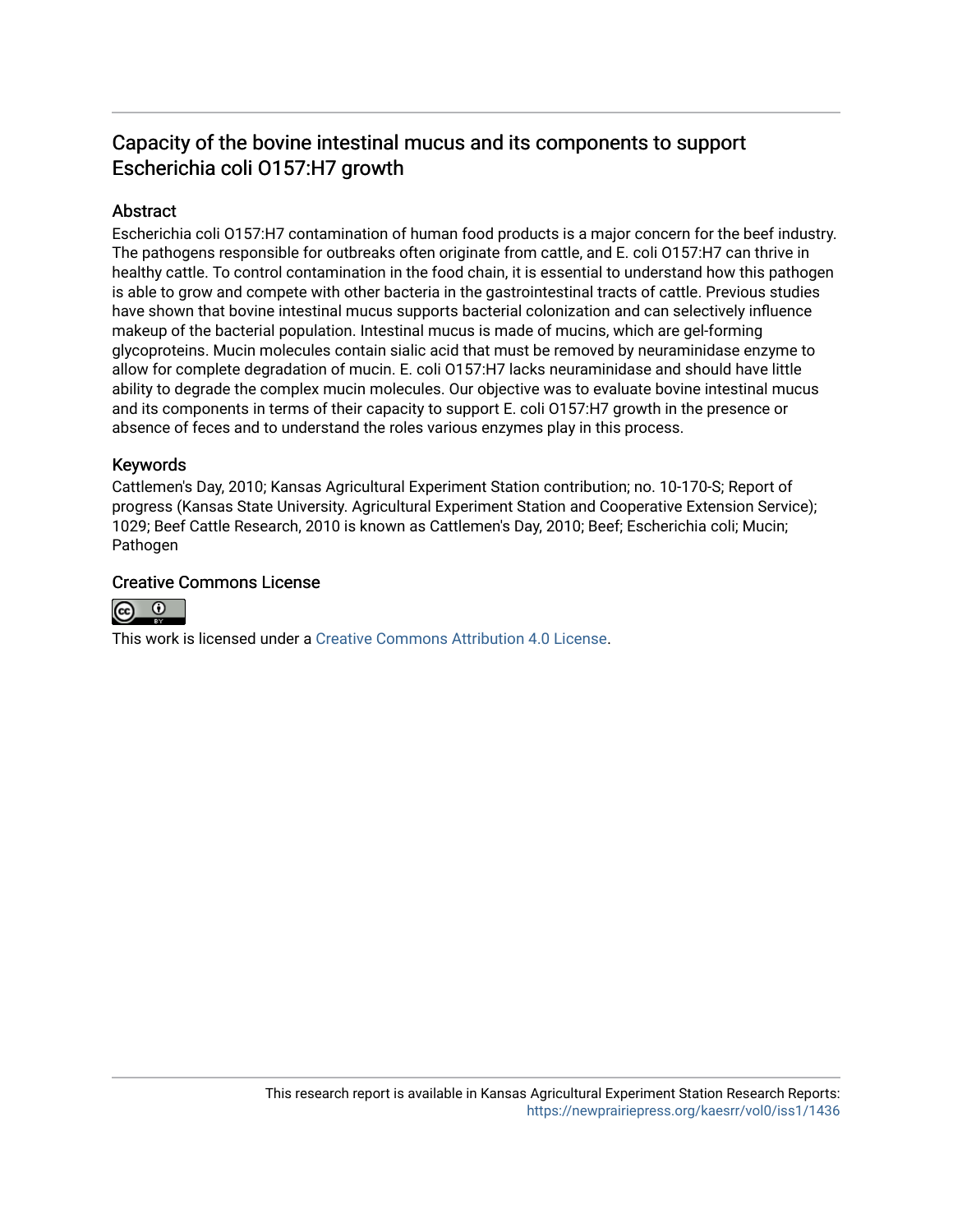# Capacity of the bovine intestinal mucus and its components to support Escherichia coli O157:H7 growth

## Abstract

Escherichia coli O157:H7 contamination of human food products is a major concern for the beef industry. The pathogens responsible for outbreaks often originate from cattle, and E. coli O157:H7 can thrive in healthy cattle. To control contamination in the food chain, it is essential to understand how this pathogen is able to grow and compete with other bacteria in the gastrointestinal tracts of cattle. Previous studies have shown that bovine intestinal mucus supports bacterial colonization and can selectively influence makeup of the bacterial population. Intestinal mucus is made of mucins, which are gel-forming glycoproteins. Mucin molecules contain sialic acid that must be removed by neuraminidase enzyme to allow for complete degradation of mucin. E. coli O157:H7 lacks neuraminidase and should have little ability to degrade the complex mucin molecules. Our objective was to evaluate bovine intestinal mucus and its components in terms of their capacity to support E. coli O157:H7 growth in the presence or absence of feces and to understand the roles various enzymes play in this process.

## Keywords

Cattlemen's Day, 2010; Kansas Agricultural Experiment Station contribution; no. 10-170-S; Report of progress (Kansas State University. Agricultural Experiment Station and Cooperative Extension Service); 1029; Beef Cattle Research, 2010 is known as Cattlemen's Day, 2010; Beef; Escherichia coli; Mucin; Pathogen

## Creative Commons License

This work is licensed under a Creative Commons Attribution 4.0 License.

This research report is available in Kansas Agricultural Experiment Station Research Reports: https://newprairiepress.org/kaesrr/vol0/iss1/1436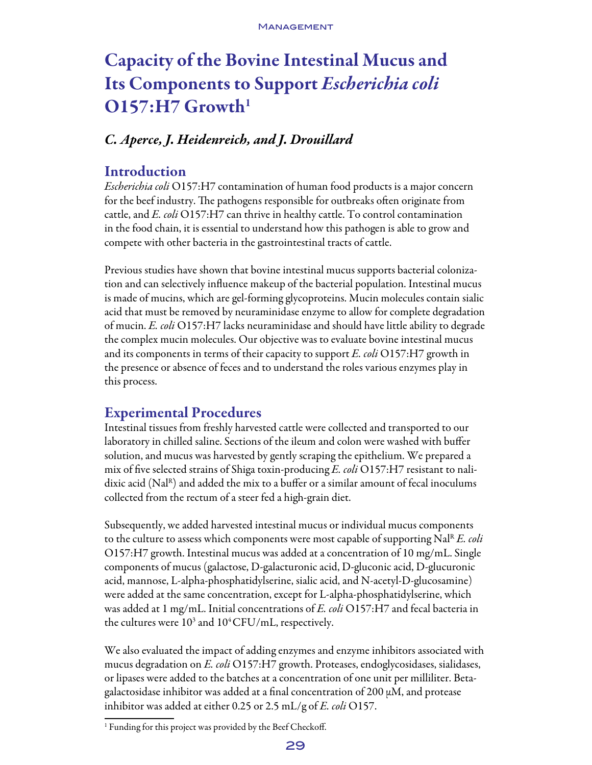# Capacity of the Bovine Intestinal Mucus and Its Components to Support *Escherichia coli* O157:H7 Growth[1]

## *C. Aperce, J. Heidenreich, and J. Drouillard*

## Introduction

*Escherichia coli* O157:H7 contamination of human food products is a major concern for the beef industry. The pathogens responsible for outbreaks often originate from cattle, and *E. coli* O157:H7 can thrive in healthy cattle. To control contamination in the food chain, it is essential to understand how this pathogen is able to grow and compete with other bacteria in the gastrointestinal tracts of cattle.

Previous studies have shown that bovine intestinal mucus supports bacterial colonization and can selectively influence makeup of the bacterial population. Intestinal mucus is made of mucins, which are gel-forming glycoproteins. Mucin molecules contain sialic acid that must be removed by neuraminidase enzyme to allow for complete degradation of mucin. *E. coli* O157:H7 lacks neuraminidase and should have little ability to degrade the complex mucin molecules. Our objective was to evaluate bovine intestinal mucus and its components in terms of their capacity to support *E. coli* O157:H7 growth in the presence or absence of feces and to understand the roles various enzymes play in this process.

## Experimental Procedures

Intestinal tissues from freshly harvested cattle were collected and transported to our laboratory in chilled saline. Sections of the ileum and colon were washed with buffer solution, and mucus was harvested by gently scraping the epithelium. We prepared a mix of five selected strains of Shiga toxin-producing *E. coli* O157:H7 resistant to nalidixic acid ($Nal^R$) and added the mix to a buffer or a similar amount of fecal inoculums collected from the rectum of a steer fed a high-grain diet.

Subsequently, we added harvested intestinal mucus or individual mucus components to the culture to assess which components were most capable of supporting $Nal^R$ *E. coli* O157:H7 growth. Intestinal mucus was added at a concentration of 10 mg/mL. Single components of mucus (galactose, D-galacturonic acid, D-gluconic acid, D-glucuronic acid, mannose, L-alpha-phosphatidylserine, sialic acid, and N-acetyl-D-glucosamine) were added at the same concentration, except for L-alpha-phosphatidylserine, which was added at 1 mg/mL. Initial concentrations of *E. coli* O157:H7 and fecal bacteria in the cultures were $10^3$ and $10^4$ CFU/mL, respectively.

We also evaluated the impact of adding enzymes and enzyme inhibitors associated with mucus degradation on *E. coli* O157:H7 growth. Proteases, endoglycosidases, sialidases, or lipases were added to the batches at a concentration of one unit per milliliter. Beta-galactosidase inhibitor was added at a final concentration of 200 µM, and protease inhibitor was added at either 0.25 or 2.5 mL/g of *E. coli* O157.

[1] Funding for this project was provided by the Beef Checkoff.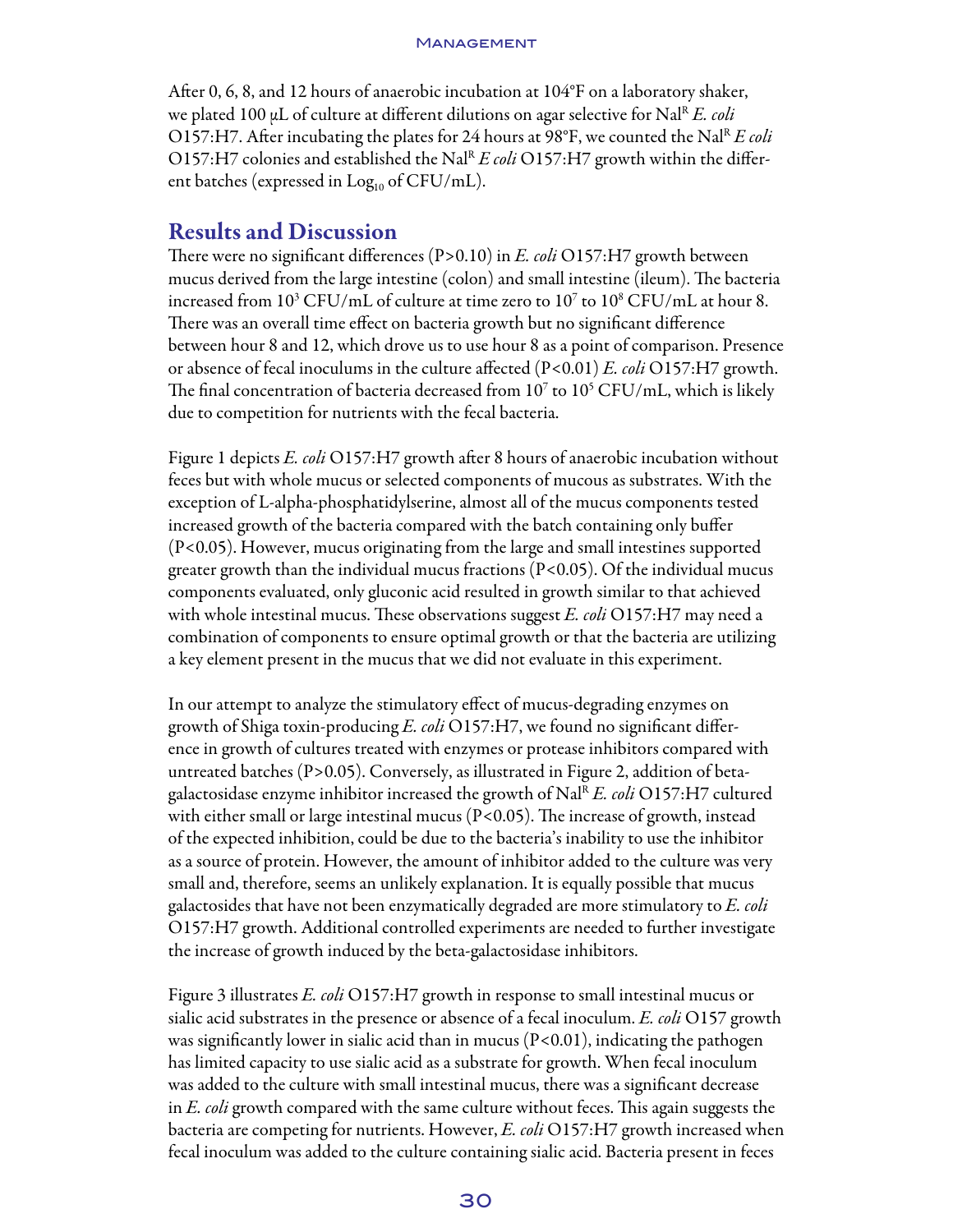After 0, 6, 8, and 12 hours of anaerobic incubation at 104°F on a laboratory shaker, we plated 100 μL of culture at different dilutions on agar selective for $Nal^R$ *E. coli* O157:H7. After incubating the plates for 24 hours at 98°F, we counted the $Nal^R$ *E coli* O157:H7 colonies and established the $Nal^R$ *E coli* O157:H7 growth within the different batches (expressed in $Log_{10}$ of CFU/mL).

## Results and Discussion

There were no significant differences ($P>0.10$) in *E. coli* O157:H7 growth between mucus derived from the large intestine (colon) and small intestine (ileum). The bacteria increased from $10^3$ CFU/mL of culture at time zero to $10^7$ to $10^8$ CFU/mL at hour 8. There was an overall time effect on bacteria growth but no significant difference between hour 8 and 12, which drove us to use hour 8 as a point of comparison. Presence or absence of fecal inoculums in the culture affected ($P<0.01$) *E. coli* O157:H7 growth. The final concentration of bacteria decreased from $10^7$ to $10^5$ CFU/mL, which is likely due to competition for nutrients with the fecal bacteria.

Figure 1 depicts *E. coli* O157:H7 growth after 8 hours of anaerobic incubation without feces but with whole mucus or selected components of mucous as substrates. With the exception of L-alpha-phosphatidylserine, almost all of the mucus components tested increased growth of the bacteria compared with the batch containing only buffer ($P<0.05$). However, mucus originating from the large and small intestines supported greater growth than the individual mucus fractions ($P<0.05$). Of the individual mucus components evaluated, only gluconic acid resulted in growth similar to that achieved with whole intestinal mucus. These observations suggest *E. coli* O157:H7 may need a combination of components to ensure optimal growth or that the bacteria are utilizing a key element present in the mucus that we did not evaluate in this experiment.

In our attempt to analyze the stimulatory effect of mucus-degrading enzymes on growth of Shiga toxin-producing *E. coli* O157:H7, we found no significant difference in growth of cultures treated with enzymes or protease inhibitors compared with untreated batches ($P>0.05$). Conversely, as illustrated in Figure 2, addition of beta-galactosidase enzyme inhibitor increased the growth of $Nal^R$ *E. coli* O157:H7 cultured with either small or large intestinal mucus ($P<0.05$). The increase of growth, instead of the expected inhibition, could be due to the bacteria's inability to use the inhibitor as a source of protein. However, the amount of inhibitor added to the culture was very small and, therefore, seems an unlikely explanation. It is equally possible that mucus galactosides that have not been enzymatically degraded are more stimulatory to *E. coli* O157:H7 growth. Additional controlled experiments are needed to further investigate the increase of growth induced by the beta-galactosidase inhibitors.

Figure 3 illustrates *E. coli* O157:H7 growth in response to small intestinal mucus or sialic acid substrates in the presence or absence of a fecal inoculum. *E. coli* O157 growth was significantly lower in sialic acid than in mucus ($P<0.01$), indicating the pathogen has limited capacity to use sialic acid as a substrate for growth. When fecal inoculum was added to the culture with small intestinal mucus, there was a significant decrease in *E. coli* growth compared with the same culture without feces. This again suggests the bacteria are competing for nutrients. However, *E. coli* O157:H7 growth increased when fecal inoculum was added to the culture containing sialic acid. Bacteria present in feces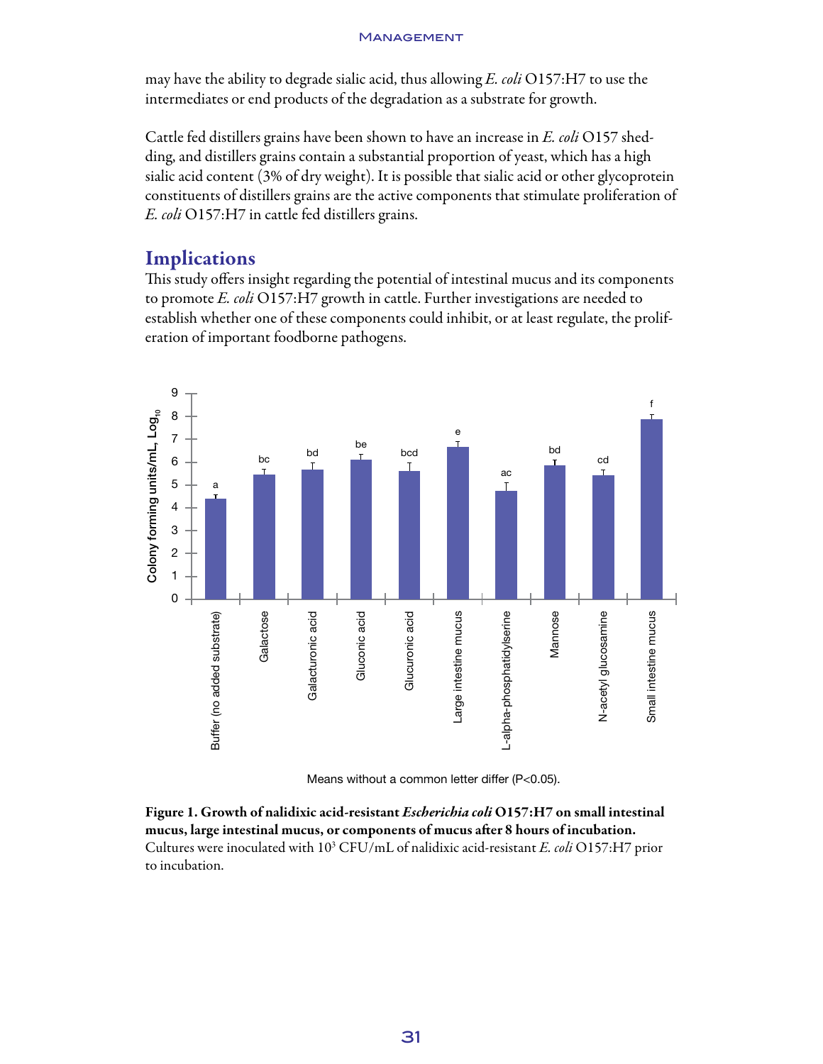may have the ability to degrade sialic acid, thus allowing *E. coli* O157:H7 to use the intermediates or end products of the degradation as a substrate for growth.

Cattle fed distillers grains have been shown to have an increase in *E. coli* O157 shedding, and distillers grains contain a substantial proportion of yeast, which has a high sialic acid content (3% of dry weight). It is possible that sialic acid or other glycoprotein constituents of distillers grains are the active components that stimulate proliferation of *E. coli* O157:H7 in cattle fed distillers grains.

## Implications

This study offers insight regarding the potential of intestinal mucus and its components to promote *E. coli* O157:H7 growth in cattle. Further investigations are needed to establish whether one of these components could inhibit, or at least regulate, the proliferation of important foodborne pathogens.

| Substrate | Colony forming units/mL, $Log_{10}$ (approx.) | Letter |
|---|---|---|
| Buffer (no added substrate) | 4.4 | a |
| Galactose | 5.5 | bc |
| Galacturonic acid | 5.7 | bd |
| Gluconic acid | 6.1 | be |
| Glucuronic acid | 5.6 | bcd |
| Large intestine mucus | 6.7 | e |
| L-alpha-phosphatidylserine | 4.7 | ac |
| Mannose | 5.9 | bd |
| N-acetyl glucosamine | 5.4 | cd |
| Small intestine mucus | 7.9 | f |

Means without a common letter differ ($P<0.05$).

**Figure 1. Growth of nalidixic acid-resistant *Escherichia coli* O157:H7 on small intestinal mucus, large intestinal mucus, or components of mucus after 8 hours of incubation.** Cultures were inoculated with $10^3$ CFU/mL of nalidixic acid-resistant *E. coli* O157:H7 prior to incubation.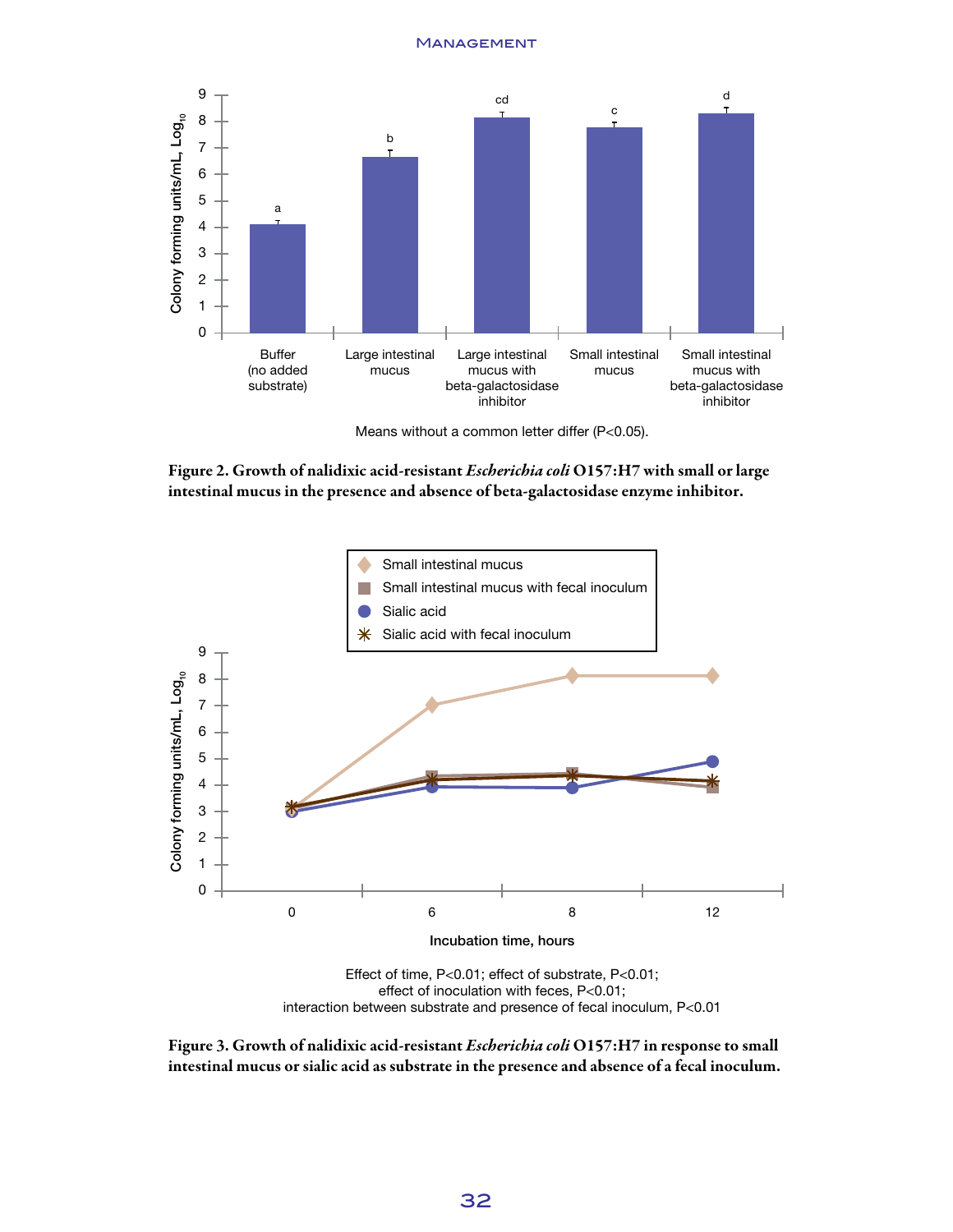9
8
7
6
5
4
3
2
1
0

Colony forming units/mL, $Log_{10}$

a
b
cd
c
d

Buffer (no added substrate)
Large intestinal mucus
Large intestinal mucus with beta-galactosidase inhibitor
Small intestinal mucus
Small intestinal mucus with beta-galactosidase inhibitor

Means without a common letter differ (P<0.05).

**Figure 2. Growth of nalidixic acid-resistant *Escherichia coli* O157:H7 with small or large intestinal mucus in the presence and absence of beta-galactosidase enzyme inhibitor.**

Small intestinal mucus
Small intestinal mucus with fecal inoculum
Sialic acid
Sialic acid with fecal inoculum

9
8
7
6
5
4
3
2
1
0

Colony forming units/mL, $Log_{10}$

0
6
8
12

Incubation time, hours

Effect of time, P<0.01; effect of substrate, P<0.01;
effect of inoculation with feces, P<0.01;
interaction between substrate and presence of fecal inoculum, P<0.01

**Figure 3. Growth of nalidixic acid-resistant *Escherichia coli* O157:H7 in response to small intestinal mucus or sialic acid as substrate in the presence and absence of a fecal inoculum.**